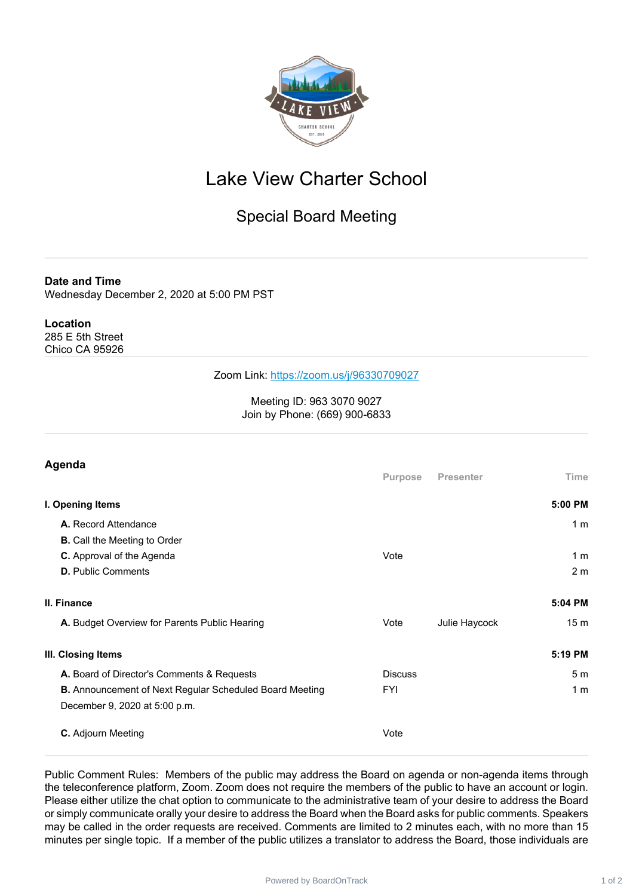# Lake View Charter School

## Special Board Meeting

**Date and Time**
Wednesday December 2, 2020 at 5:00 PM PST

**Location**
285 E 5th Street
Chico CA 95926

Zoom Link: https://zoom.us/j/96330709027

Meeting ID: 963 3070 9027
Join by Phone: (669) 900-6833

## Agenda

| | Purpose | Presenter | Time |
|---|---|---|---|
| **I. Opening Items** | | | **5:00 PM** |
| **A.** Record Attendance | | | 1 m |
| **B.** Call the Meeting to Order | | | |
| **C.** Approval of the Agenda | Vote | | 1 m |
| **D.** Public Comments | | | 2 m |
| **II. Finance** | | | **5:04 PM** |
| **A.** Budget Overview for Parents Public Hearing | Vote | Julie Haycock | 15 m |
| **III. Closing Items** | | | **5:19 PM** |
| **A.** Board of Director's Comments & Requests | Discuss | | 5 m |
| **B.** Announcement of Next Regular Scheduled Board Meeting December 9, 2020 at 5:00 p.m. | FYI | | 1 m |
| **C.** Adjourn Meeting | Vote | | |

Public Comment Rules: Members of the public may address the Board on agenda or non-agenda items through the teleconference platform, Zoom. Zoom does not require the members of the public to have an account or login. Please either utilize the chat option to communicate to the administrative team of your desire to address the Board or simply communicate orally your desire to address the Board when the Board asks for public comments. Speakers may be called in the order requests are received. Comments are limited to 2 minutes each, with no more than 15 minutes per single topic. If a member of the public utilizes a translator to address the Board, those individuals are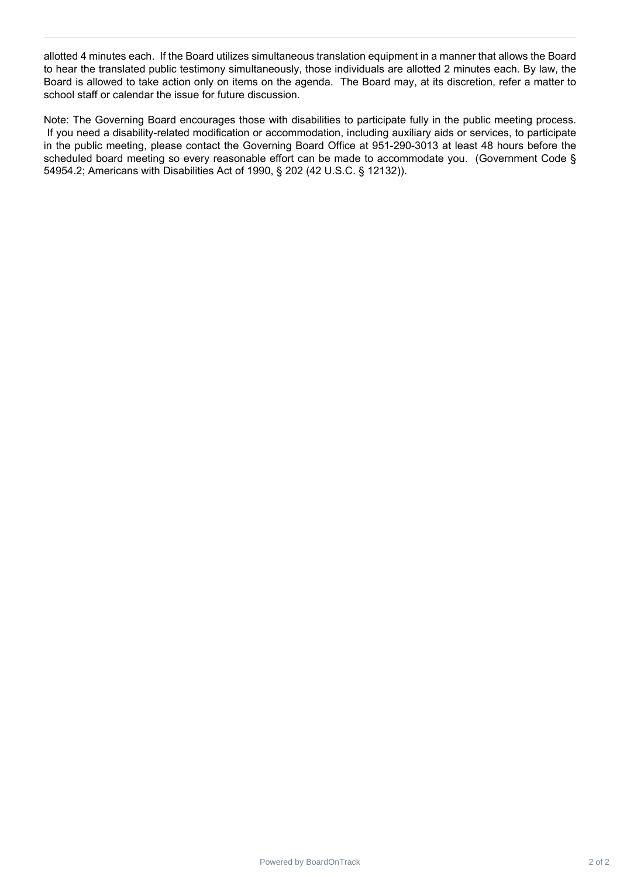allotted 4 minutes each. If the Board utilizes simultaneous translation equipment in a manner that allows the Board to hear the translated public testimony simultaneously, those individuals are allotted 2 minutes each. By law, the Board is allowed to take action only on items on the agenda. The Board may, at its discretion, refer a matter to school staff or calendar the issue for future discussion.

Note: The Governing Board encourages those with disabilities to participate fully in the public meeting process. If you need a disability-related modification or accommodation, including auxiliary aids or services, to participate in the public meeting, please contact the Governing Board Office at 951-290-3013 at least 48 hours before the scheduled board meeting so every reasonable effort can be made to accommodate you. (Government Code § 54954.2; Americans with Disabilities Act of 1990, § 202 (42 U.S.C. § 12132)).